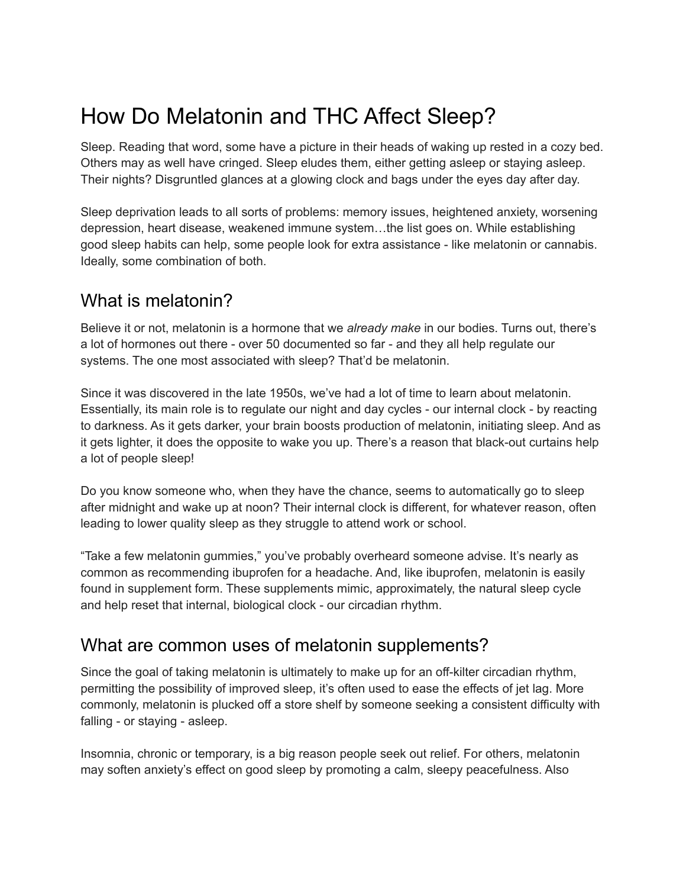# How Do Melatonin and THC Affect Sleep?

Sleep. Reading that word, some have a picture in their heads of waking up rested in a cozy bed. Others may as well have cringed. Sleep eludes them, either getting asleep or staying asleep. Their nights? Disgruntled glances at a glowing clock and bags under the eyes day after day.

Sleep deprivation leads to all sorts of problems: memory issues, heightened anxiety, worsening depression, heart disease, weakened immune system…the list goes on. While establishing good sleep habits can help, some people look for extra assistance - like melatonin or cannabis. Ideally, some combination of both.

## What is melatonin?

Believe it or not, melatonin is a hormone that we *already make* in our bodies. Turns out, there's a lot of hormones out there - over 50 documented so far - and they all help regulate our systems. The one most associated with sleep? That'd be melatonin.

Since it was discovered in the late 1950s, we've had a lot of time to learn about melatonin. Essentially, its main role is to regulate our night and day cycles - our internal clock - by reacting to darkness. As it gets darker, your brain boosts production of melatonin, initiating sleep. And as it gets lighter, it does the opposite to wake you up. There's a reason that black-out curtains help a lot of people sleep!

Do you know someone who, when they have the chance, seems to automatically go to sleep after midnight and wake up at noon? Their internal clock is different, for whatever reason, often leading to lower quality sleep as they struggle to attend work or school.

"Take a few melatonin gummies," you've probably overheard someone advise. It's nearly as common as recommending ibuprofen for a headache. And, like ibuprofen, melatonin is easily found in supplement form. These supplements mimic, approximately, the natural sleep cycle and help reset that internal, biological clock - our circadian rhythm.

## What are common uses of melatonin supplements?

Since the goal of taking melatonin is ultimately to make up for an off-kilter circadian rhythm, permitting the possibility of improved sleep, it's often used to ease the effects of jet lag. More commonly, melatonin is plucked off a store shelf by someone seeking a consistent difficulty with falling - or staying - asleep.

Insomnia, chronic or temporary, is a big reason people seek out relief. For others, melatonin may soften anxiety's effect on good sleep by promoting a calm, sleepy peacefulness. Also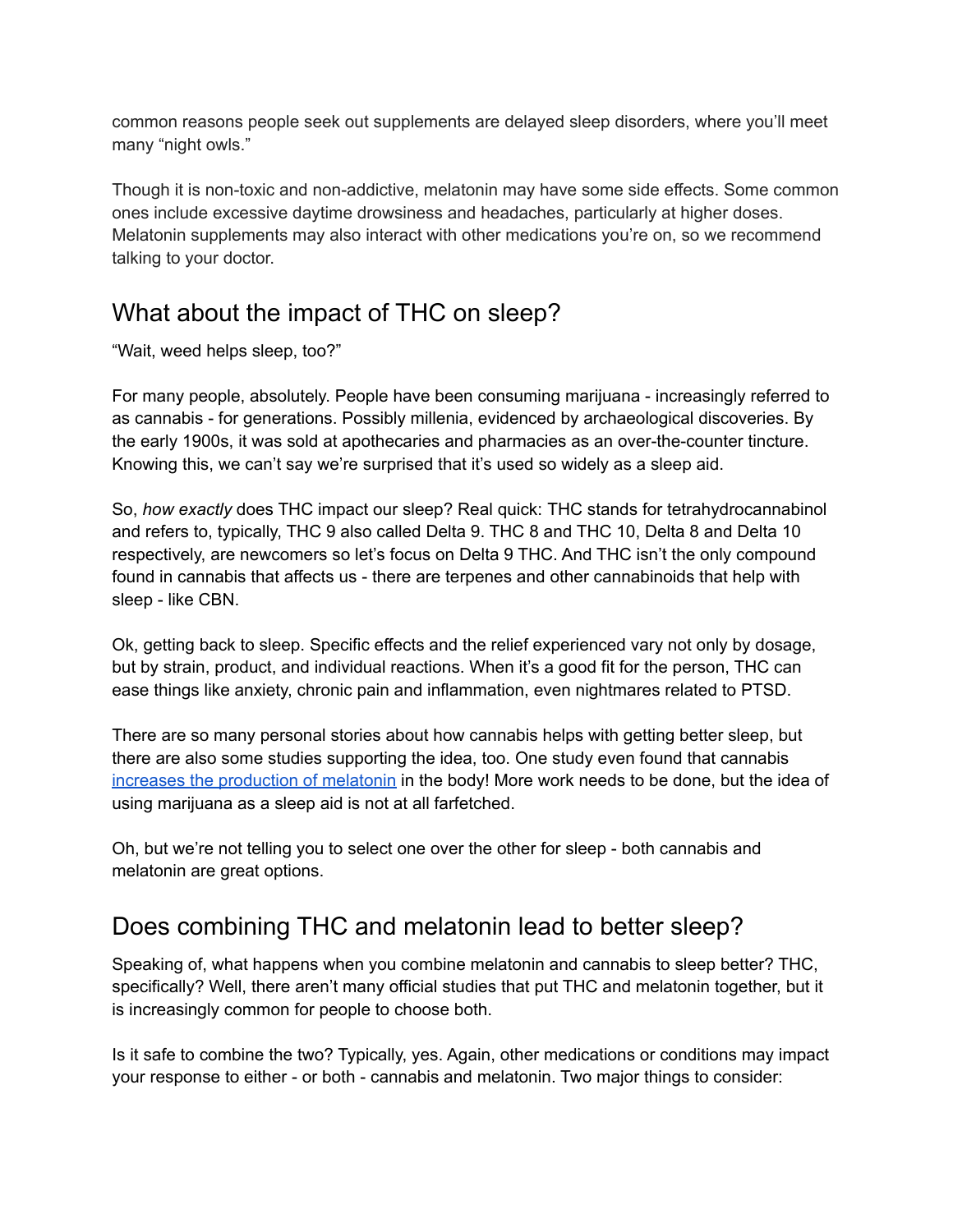common reasons people seek out supplements are delayed sleep disorders, where you'll meet many "night owls."

Though it is non-toxic and non-addictive, melatonin may have some side effects. Some common ones include excessive daytime drowsiness and headaches, particularly at higher doses. Melatonin supplements may also interact with other medications you're on, so we recommend talking to your doctor.

## What about the impact of THC on sleep?

"Wait, weed helps sleep, too?"

For many people, absolutely. People have been consuming marijuana - increasingly referred to as cannabis - for generations. Possibly millenia, evidenced by archaeological discoveries. By the early 1900s, it was sold at apothecaries and pharmacies as an over-the-counter tincture. Knowing this, we can't say we're surprised that it's used so widely as a sleep aid.

So, *how exactly* does THC impact our sleep? Real quick: THC stands for tetrahydrocannabinol and refers to, typically, THC 9 also called Delta 9. THC 8 and THC 10, Delta 8 and Delta 10 respectively, are newcomers so let's focus on Delta 9 THC. And THC isn't the only compound found in cannabis that affects us - there are terpenes and other cannabinoids that help with sleep - like CBN.

Ok, getting back to sleep. Specific effects and the relief experienced vary not only by dosage, but by strain, product, and individual reactions. When it's a good fit for the person, THC can ease things like anxiety, chronic pain and inflammation, even nightmares related to PTSD.

There are so many personal stories about how cannabis helps with getting better sleep, but there are also some studies supporting the idea, too. One study even found that cannabis increases the production of melatonin in the body! More work needs to be done, but the idea of using marijuana as a sleep aid is not at all farfetched.

Oh, but we're not telling you to select one over the other for sleep - both cannabis and melatonin are great options.

## Does combining THC and melatonin lead to better sleep?

Speaking of, what happens when you combine melatonin and cannabis to sleep better? THC, specifically? Well, there aren't many official studies that put THC and melatonin together, but it is increasingly common for people to choose both.

Is it safe to combine the two? Typically, yes. Again, other medications or conditions may impact your response to either - or both - cannabis and melatonin. Two major things to consider: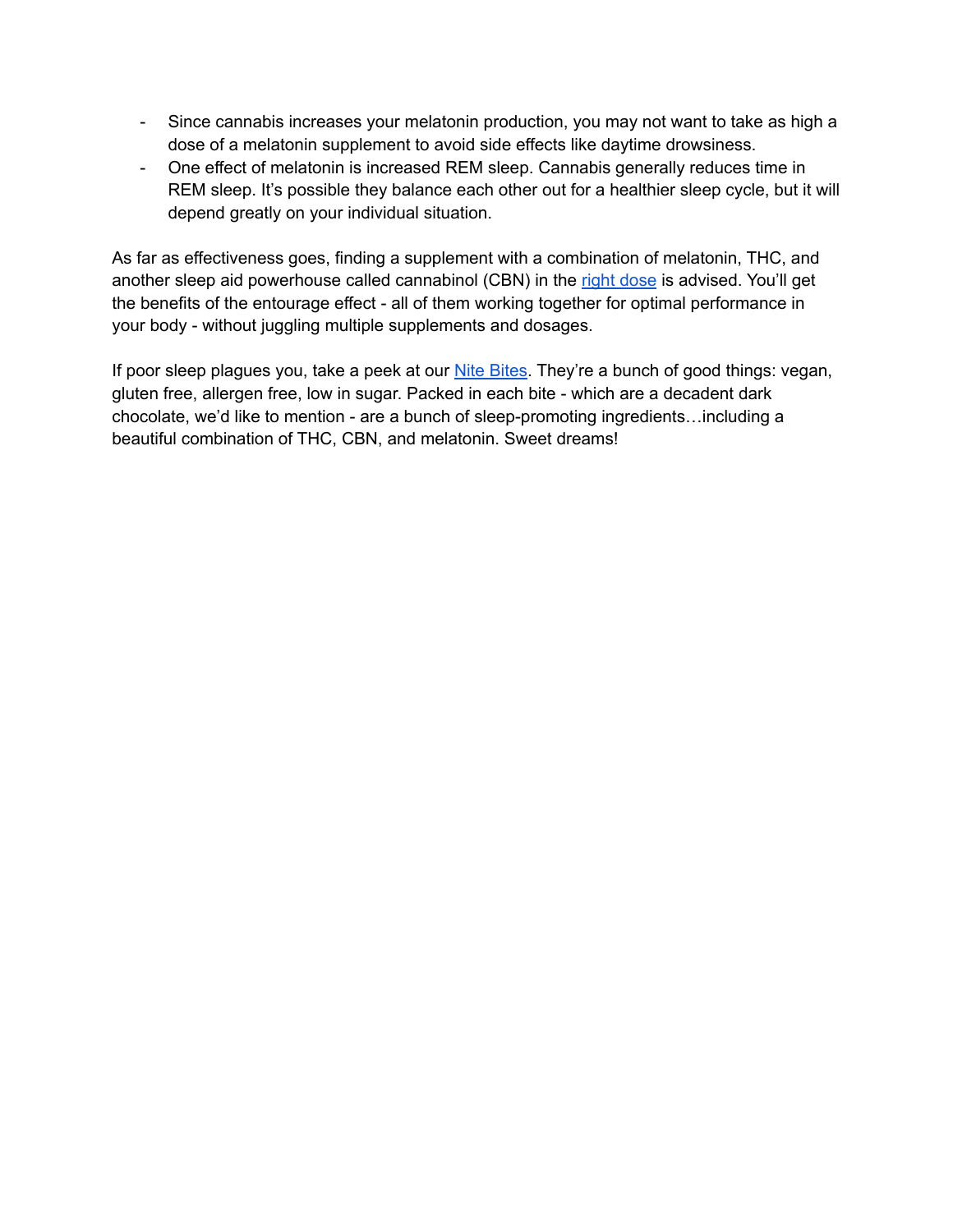- Since cannabis increases your melatonin production, you may not want to take as high a dose of a melatonin supplement to avoid side effects like daytime drowsiness.
- One effect of melatonin is increased REM sleep. Cannabis generally reduces time in REM sleep. It's possible they balance each other out for a healthier sleep cycle, but it will depend greatly on your individual situation.

As far as effectiveness goes, finding a supplement with a combination of melatonin, THC, and another sleep aid powerhouse called cannabinol (CBN) in the right dose is advised. You'll get the benefits of the entourage effect - all of them working together for optimal performance in your body - without juggling multiple supplements and dosages.

If poor sleep plagues you, take a peek at our Nite Bites. They're a bunch of good things: vegan, gluten free, allergen free, low in sugar. Packed in each bite - which are a decadent dark chocolate, we'd like to mention - are a bunch of sleep-promoting ingredients…including a beautiful combination of THC, CBN, and melatonin. Sweet dreams!